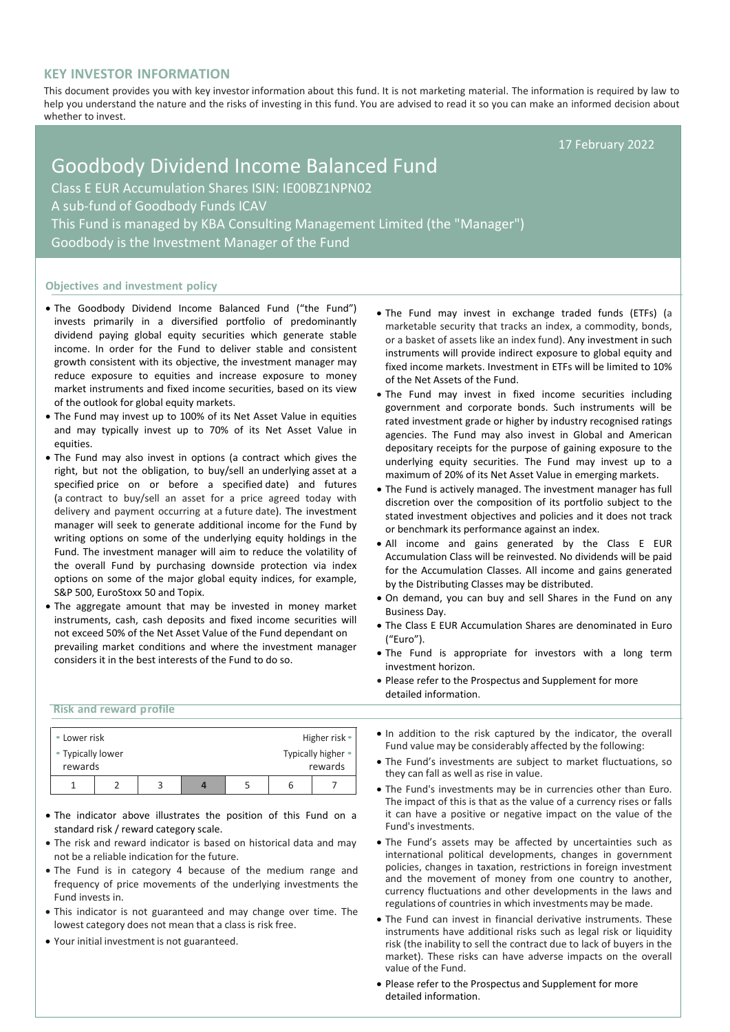## KEY INVESTOR INFORMATION

This document provides you with key investor information about this fund. It is not marketing material. The information is required by law to help you understand the nature and the risks of investing in this fund. You are advised to read it so you can make an informed decision about whether to invest.

17 February 2022

# Goodbody Dividend Income Balanced Fund

Class E EUR Accumulation Shares ISIN: IE00BZ1NPN02

A sub-fund of Goodbody Funds ICAV

This Fund is managed by KBA Consulting Management Limited (the "Manager")

Goodbody is the Investment Manager of the Fund

### Objectives and investment policy

- The Goodbody Dividend Income Balanced Fund ("the Fund") invests primarily in a diversified portfolio of predominantly dividend paying global equity securities which generate stable income. In order for the Fund to deliver stable and consistent growth consistent with its objective, the investment manager may reduce exposure to equities and increase exposure to money market instruments and fixed income securities, based on its view of the outlook for global equity markets.
- The Fund may invest up to 100% of its Net Asset Value in equities and may typically invest up to 70% of its Net Asset Value in equities.
- The Fund may also invest in options (a contract which gives the right, but not the obligation, to buy/sell an underlying asset at a specified price on or before a specified date) and futures (a contract to buy/sell an asset for a price agreed today with delivery and payment occurring at a future date). The investment manager will seek to generate additional income for the Fund by writing options on some of the underlying equity holdings in the Fund. The investment manager will aim to reduce the volatility of the overall Fund by purchasing downside protection via index options on some of the major global equity indices, for example, S&P 500, EuroStoxx 50 and Topix.
- The aggregate amount that may be invested in money market instruments, cash, cash deposits and fixed income securities will not exceed 50% of the Net Asset Value of the Fund dependant on prevailing market conditions and where the investment manager considers it in the best interests of the Fund to do so.
- The Fund may invest in exchange traded funds (ETFs) (a marketable security that tracks an index, a commodity, bonds, or a basket of assets like an index fund). Any investment in such instruments will provide indirect exposure to global equity and fixed income markets. Investment in ETFs will be limited to 10% of the Net Assets of the Fund.
- The Fund may invest in fixed income securities including government and corporate bonds. Such instruments will be rated investment grade or higher by industry recognised ratings agencies. The Fund may also invest in Global and American depositary receipts for the purpose of gaining exposure to the underlying equity securities. The Fund may invest up to a maximum of 20% of its Net Asset Value in emerging markets.
- The Fund is actively managed. The investment manager has full discretion over the composition of its portfolio subject to the stated investment objectives and policies and it does not track or benchmark its performance against an index.
- All income and gains generated by the Class E EUR Accumulation Class will be reinvested. No dividends will be paid for the Accumulation Classes. All income and gains generated by the Distributing Classes may be distributed.
- On demand, you can buy and sell Shares in the Fund on any Business Day.
- The Class E EUR Accumulation Shares are denominated in Euro ("Euro").
- The Fund is appropriate for investors with a long term investment horizon.
- Please refer to the Prospectus and Supplement for more detailed information.

### Risk and reward profile

| Lower risk | | | | | | Higher risk |
|---|---|---|---|---|---|---|
| Typically lower rewards | | | | | | Typically higher rewards |
| 1 | 2 | 3 | **4** | 5 | 6 | 7 |

- The indicator above illustrates the position of this Fund on a standard risk / reward category scale.
- The risk and reward indicator is based on historical data and may not be a reliable indication for the future.
- The Fund is in category 4 because of the medium range and frequency of price movements of the underlying investments the Fund invests in.
- This indicator is not guaranteed and may change over time. The lowest category does not mean that a class is risk free.
- Your initial investment is not guaranteed.
- In addition to the risk captured by the indicator, the overall Fund value may be considerably affected by the following:
- The Fund's investments are subject to market fluctuations, so they can fall as well as rise in value.
- The Fund's investments may be in currencies other than Euro. The impact of this is that as the value of a currency rises or falls it can have a positive or negative impact on the value of the Fund's investments.
- The Fund's assets may be affected by uncertainties such as international political developments, changes in government policies, changes in taxation, restrictions in foreign investment and the movement of money from one country to another, currency fluctuations and other developments in the laws and regulations of countries in which investments may be made.
- The Fund can invest in financial derivative instruments. These instruments have additional risks such as legal risk or liquidity risk (the inability to sell the contract due to lack of buyers in the market). These risks can have adverse impacts on the overall value of the Fund.
- Please refer to the Prospectus and Supplement for more detailed information.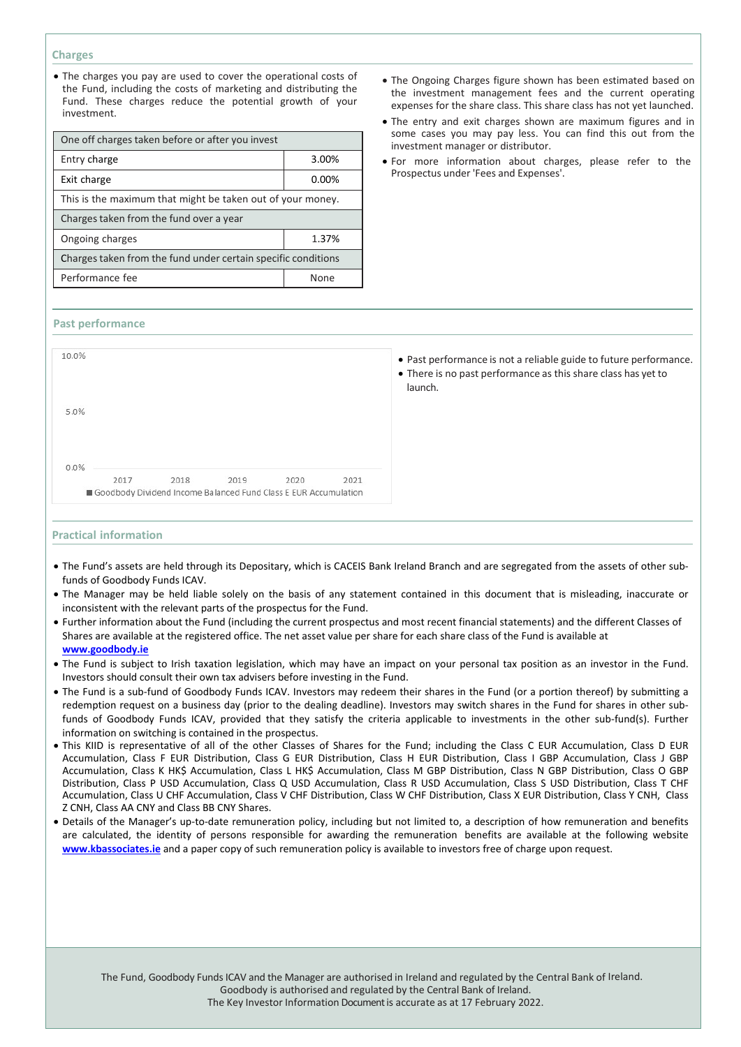## Charges

- The charges you pay are used to cover the operational costs of the Fund, including the costs of marketing and distributing the Fund. These charges reduce the potential growth of your investment.

| | |
|---|---|
| **One off charges taken before or after you invest** | |
| Entry charge | 3.00% |
| Exit charge | 0.00% |
| This is the maximum that might be taken out of your money. | |
| **Charges taken from the fund over a year** | |
| Ongoing charges | 1.37% |
| **Charges taken from the fund under certain specific conditions** | |
| Performance fee | None |

- The Ongoing Charges figure shown has been estimated based on the investment management fees and the current operating expenses for the share class. This share class has not yet launched.
- The entry and exit charges shown are maximum figures and in some cases you may pay less. You can find this out from the investment manager or distributor.
- For more information about charges, please refer to the Prospectus under 'Fees and Expenses'.

## Past performance

10.0%
5.0%
0.0%
2017 2018 2019 2020 2021
Goodbody Dividend Income Balanced Fund Class E EUR Accumulation

- Past performance is not a reliable guide to future performance.
- There is no past performance as this share class has yet to launch.

## Practical information

- The Fund's assets are held through its Depositary, which is CACEIS Bank Ireland Branch and are segregated from the assets of other sub-funds of Goodbody Funds ICAV.
- The Manager may be held liable solely on the basis of any statement contained in this document that is misleading, inaccurate or inconsistent with the relevant parts of the prospectus for the Fund.
- Further information about the Fund (including the current prospectus and most recent financial statements) and the different Classes of Shares are available at the registered office. The net asset value per share for each share class of the Fund is available at **www.goodbody.ie**
- The Fund is subject to Irish taxation legislation, which may have an impact on your personal tax position as an investor in the Fund. Investors should consult their own tax advisers before investing in the Fund.
- The Fund is a sub-fund of Goodbody Funds ICAV. Investors may redeem their shares in the Fund (or a portion thereof) by submitting a redemption request on a business day (prior to the dealing deadline). Investors may switch shares in the Fund for shares in other sub-funds of Goodbody Funds ICAV, provided that they satisfy the criteria applicable to investments in the other sub-fund(s). Further information on switching is contained in the prospectus.
- This KIID is representative of all of the other Classes of Shares for the Fund; including the Class C EUR Accumulation, Class D EUR Accumulation, Class F EUR Distribution, Class G EUR Distribution, Class H EUR Distribution, Class I GBP Accumulation, Class J GBP Accumulation, Class K HK$ Accumulation, Class L HK$ Accumulation, Class M GBP Distribution, Class N GBP Distribution, Class O GBP Distribution, Class P USD Accumulation, Class Q USD Accumulation, Class R USD Accumulation, Class S USD Distribution, Class T CHF Accumulation, Class U CHF Accumulation, Class V CHF Distribution, Class W CHF Distribution, Class X EUR Distribution, Class Y CNH, Class Z CNH, Class AA CNY and Class BB CNY Shares.
- Details of the Manager's up-to-date remuneration policy, including but not limited to, a description of how remuneration and benefits are calculated, the identity of persons responsible for awarding the remuneration benefits are available at the following website **www.kbassociates.ie** and a paper copy of such remuneration policy is available to investors free of charge upon request.

The Fund, Goodbody Funds ICAV and the Manager are authorised in Ireland and regulated by the Central Bank of Ireland.
Goodbody is authorised and regulated by the Central Bank of Ireland.
The Key Investor Information Document is accurate as at 17 February 2022.